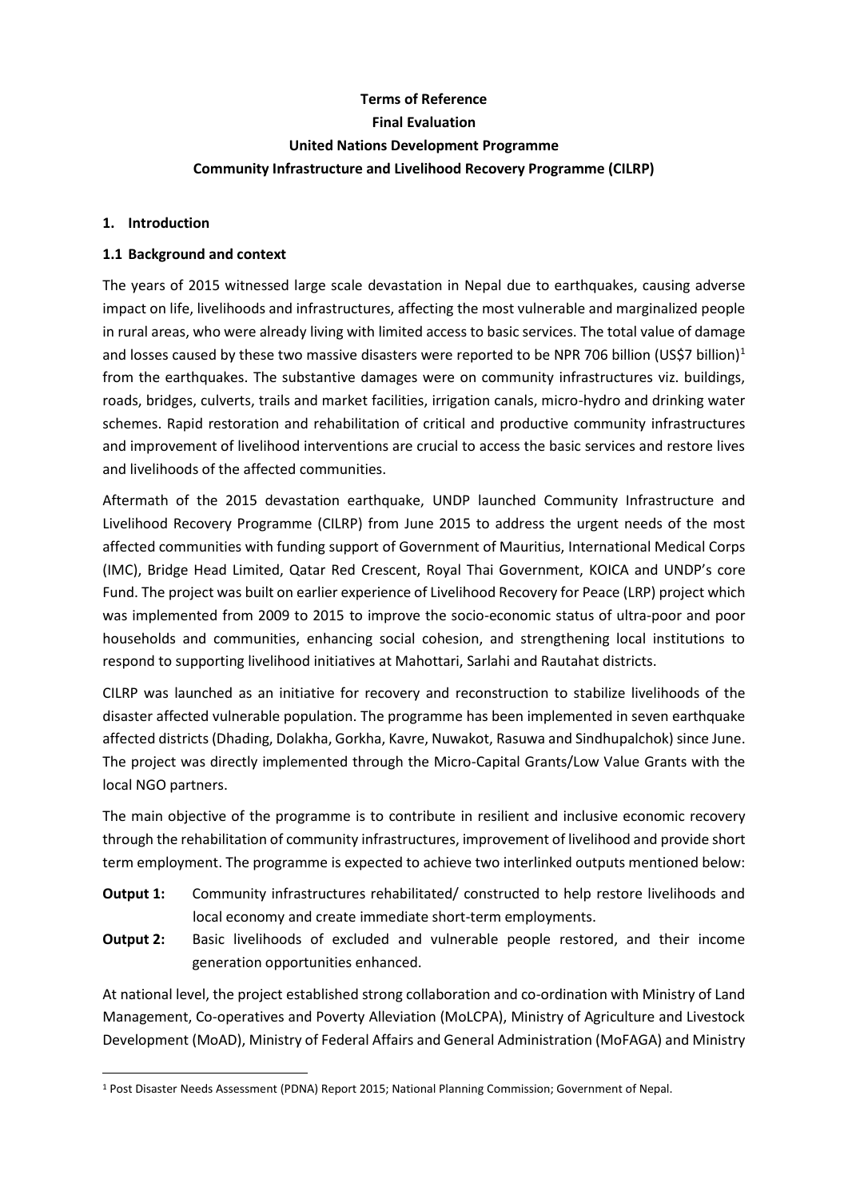**Terms of Reference**

**Final Evaluation**

**United Nations Development Programme**

**Community Infrastructure and Livelihood Recovery Programme (CILRP)**

## 1. Introduction

### 1.1 Background and context

The years of 2015 witnessed large scale devastation in Nepal due to earthquakes, causing adverse impact on life, livelihoods and infrastructures, affecting the most vulnerable and marginalized people in rural areas, who were already living with limited access to basic services. The total value of damage and losses caused by these two massive disasters were reported to be NPR 706 billion (US$7 billion)[1] from the earthquakes. The substantive damages were on community infrastructures viz. buildings, roads, bridges, culverts, trails and market facilities, irrigation canals, micro-hydro and drinking water schemes. Rapid restoration and rehabilitation of critical and productive community infrastructures and improvement of livelihood interventions are crucial to access the basic services and restore lives and livelihoods of the affected communities.

Aftermath of the 2015 devastation earthquake, UNDP launched Community Infrastructure and Livelihood Recovery Programme (CILRP) from June 2015 to address the urgent needs of the most affected communities with funding support of Government of Mauritius, International Medical Corps (IMC), Bridge Head Limited, Qatar Red Crescent, Royal Thai Government, KOICA and UNDP's core Fund. The project was built on earlier experience of Livelihood Recovery for Peace (LRP) project which was implemented from 2009 to 2015 to improve the socio-economic status of ultra-poor and poor households and communities, enhancing social cohesion, and strengthening local institutions to respond to supporting livelihood initiatives at Mahottari, Sarlahi and Rautahat districts.

CILRP was launched as an initiative for recovery and reconstruction to stabilize livelihoods of the disaster affected vulnerable population. The programme has been implemented in seven earthquake affected districts (Dhading, Dolakha, Gorkha, Kavre, Nuwakot, Rasuwa and Sindhupalchok) since June. The project was directly implemented through the Micro-Capital Grants/Low Value Grants with the local NGO partners.

The main objective of the programme is to contribute in resilient and inclusive economic recovery through the rehabilitation of community infrastructures, improvement of livelihood and provide short term employment. The programme is expected to achieve two interlinked outputs mentioned below:

**Output 1:** Community infrastructures rehabilitated/ constructed to help restore livelihoods and local economy and create immediate short-term employments.

**Output 2:** Basic livelihoods of excluded and vulnerable people restored, and their income generation opportunities enhanced.

At national level, the project established strong collaboration and co-ordination with Ministry of Land Management, Co-operatives and Poverty Alleviation (MoLCPA), Ministry of Agriculture and Livestock Development (MoAD), Ministry of Federal Affairs and General Administration (MoFAGA) and Ministry

---

[1] Post Disaster Needs Assessment (PDNA) Report 2015; National Planning Commission; Government of Nepal.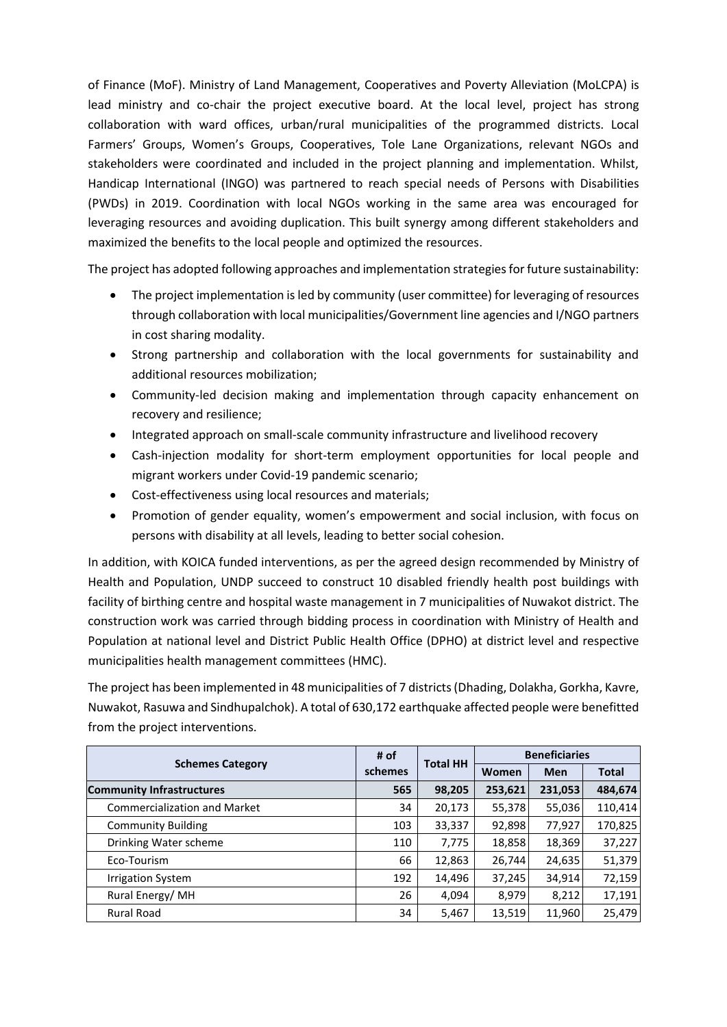of Finance (MoF). Ministry of Land Management, Cooperatives and Poverty Alleviation (MoLCPA) is lead ministry and co-chair the project executive board. At the local level, project has strong collaboration with ward offices, urban/rural municipalities of the programmed districts. Local Farmers' Groups, Women's Groups, Cooperatives, Tole Lane Organizations, relevant NGOs and stakeholders were coordinated and included in the project planning and implementation. Whilst, Handicap International (INGO) was partnered to reach special needs of Persons with Disabilities (PWDs) in 2019. Coordination with local NGOs working in the same area was encouraged for leveraging resources and avoiding duplication. This built synergy among different stakeholders and maximized the benefits to the local people and optimized the resources.

The project has adopted following approaches and implementation strategies for future sustainability:

- The project implementation is led by community (user committee) for leveraging of resources through collaboration with local municipalities/Government line agencies and I/NGO partners in cost sharing modality.
- Strong partnership and collaboration with the local governments for sustainability and additional resources mobilization;
- Community-led decision making and implementation through capacity enhancement on recovery and resilience;
- Integrated approach on small-scale community infrastructure and livelihood recovery
- Cash-injection modality for short-term employment opportunities for local people and migrant workers under Covid-19 pandemic scenario;
- Cost-effectiveness using local resources and materials;
- Promotion of gender equality, women's empowerment and social inclusion, with focus on persons with disability at all levels, leading to better social cohesion.

In addition, with KOICA funded interventions, as per the agreed design recommended by Ministry of Health and Population, UNDP succeed to construct 10 disabled friendly health post buildings with facility of birthing centre and hospital waste management in 7 municipalities of Nuwakot district. The construction work was carried through bidding process in coordination with Ministry of Health and Population at national level and District Public Health Office (DPHO) at district level and respective municipalities health management committees (HMC).

The project has been implemented in 48 municipalities of 7 districts (Dhading, Dolakha, Gorkha, Kavre, Nuwakot, Rasuwa and Sindhupalchok). A total of 630,172 earthquake affected people were benefitted from the project interventions.

| Schemes Category | # of schemes | Total HH | Beneficiaries | | |
|---|---|---|---|---|---|
| | | | Women | Men | Total |
| **Community Infrastructures** | **565** | **98,205** | **253,621** | **231,053** | **484,674** |
| Commercialization and Market | 34 | 20,173 | 55,378 | 55,036 | 110,414 |
| Community Building | 103 | 33,337 | 92,898 | 77,927 | 170,825 |
| Drinking Water scheme | 110 | 7,775 | 18,858 | 18,369 | 37,227 |
| Eco-Tourism | 66 | 12,863 | 26,744 | 24,635 | 51,379 |
| Irrigation System | 192 | 14,496 | 37,245 | 34,914 | 72,159 |
| Rural Energy/ MH | 26 | 4,094 | 8,979 | 8,212 | 17,191 |
| Rural Road | 34 | 5,467 | 13,519 | 11,960 | 25,479 |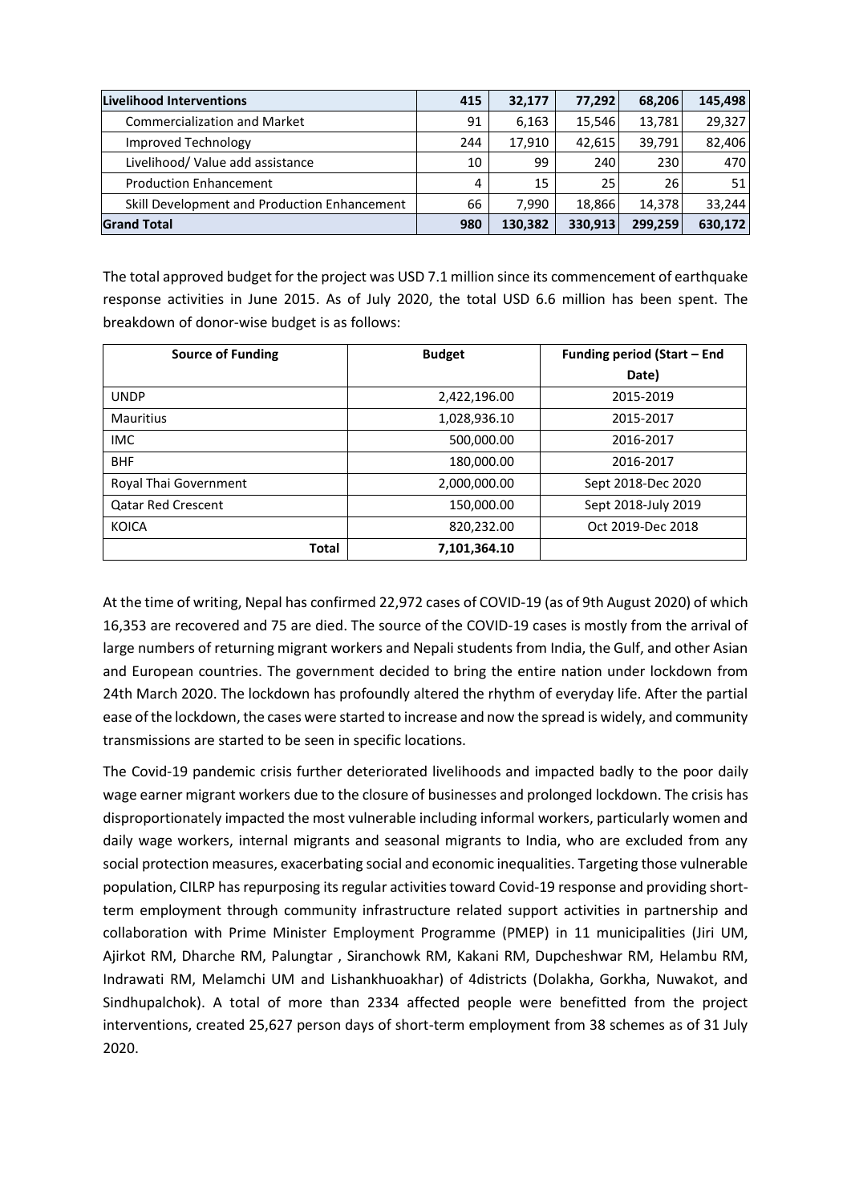| Livelihood Interventions | 415 | 32,177 | 77,292 | 68,206 | 145,498 |
|---|---|---|---|---|---|
| Commercialization and Market | 91 | 6,163 | 15,546 | 13,781 | 29,327 |
| Improved Technology | 244 | 17,910 | 42,615 | 39,791 | 82,406 |
| Livelihood/ Value add assistance | 10 | 99 | 240 | 230 | 470 |
| Production Enhancement | 4 | 15 | 25 | 26 | 51 |
| Skill Development and Production Enhancement | 66 | 7,990 | 18,866 | 14,378 | 33,244 |
| **Grand Total** | **980** | **130,382** | **330,913** | **299,259** | **630,172** |

The total approved budget for the project was USD 7.1 million since its commencement of earthquake response activities in June 2015. As of July 2020, the total USD 6.6 million has been spent. The breakdown of donor-wise budget is as follows:

| Source of Funding | Budget | Funding period (Start – End Date) |
|---|---|---|
| UNDP | 2,422,196.00 | 2015-2019 |
| Mauritius | 1,028,936.10 | 2015-2017 |
| IMC | 500,000.00 | 2016-2017 |
| BHF | 180,000.00 | 2016-2017 |
| Royal Thai Government | 2,000,000.00 | Sept 2018-Dec 2020 |
| Qatar Red Crescent | 150,000.00 | Sept 2018-July 2019 |
| KOICA | 820,232.00 | Oct 2019-Dec 2018 |
| **Total** | **7,101,364.10** | |

At the time of writing, Nepal has confirmed 22,972 cases of COVID-19 (as of 9th August 2020) of which 16,353 are recovered and 75 are died. The source of the COVID-19 cases is mostly from the arrival of large numbers of returning migrant workers and Nepali students from India, the Gulf, and other Asian and European countries. The government decided to bring the entire nation under lockdown from 24th March 2020. The lockdown has profoundly altered the rhythm of everyday life. After the partial ease of the lockdown, the cases were started to increase and now the spread is widely, and community transmissions are started to be seen in specific locations.

The Covid-19 pandemic crisis further deteriorated livelihoods and impacted badly to the poor daily wage earner migrant workers due to the closure of businesses and prolonged lockdown. The crisis has disproportionately impacted the most vulnerable including informal workers, particularly women and daily wage workers, internal migrants and seasonal migrants to India, who are excluded from any social protection measures, exacerbating social and economic inequalities. Targeting those vulnerable population, CILRP has repurposing its regular activities toward Covid-19 response and providing short-term employment through community infrastructure related support activities in partnership and collaboration with Prime Minister Employment Programme (PMEP) in 11 municipalities (Jiri UM, Ajirkot RM, Dharche RM, Palungtar , Siranchowk RM, Kakani RM, Dupcheshwar RM, Helambu RM, Indrawati RM, Melamchi UM and Lishankhuoakhar) of 4districts (Dolakha, Gorkha, Nuwakot, and Sindhupalchok). A total of more than 2334 affected people were benefitted from the project interventions, created 25,627 person days of short-term employment from 38 schemes as of 31 July 2020.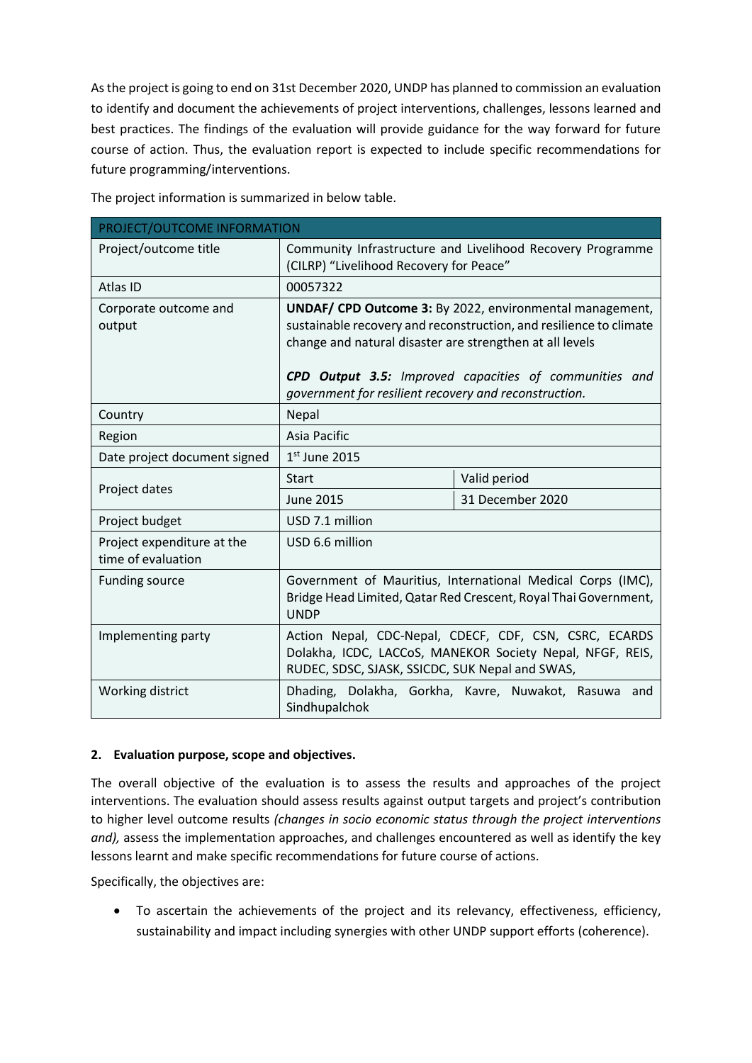As the project is going to end on 31st December 2020, UNDP has planned to commission an evaluation to identify and document the achievements of project interventions, challenges, lessons learned and best practices. The findings of the evaluation will provide guidance for the way forward for future course of action. Thus, the evaluation report is expected to include specific recommendations for future programming/interventions.

The project information is summarized in below table.

| PROJECT/OUTCOME INFORMATION | | |
|---|---|---|
| Project/outcome title | Community Infrastructure and Livelihood Recovery Programme (CILRP) "Livelihood Recovery for Peace" | |
| Atlas ID | 00057322 | |
| Corporate outcome and output | **UNDAF/ CPD Outcome 3:** By 2022, environmental management, sustainable recovery and reconstruction, and resilience to climate change and natural disaster are strengthen at all levels<br><br>***CPD Output 3.5:*** *Improved capacities of communities and government for resilient recovery and reconstruction.* | |
| Country | Nepal | |
| Region | Asia Pacific | |
| Date project document signed | 1st June 2015 | |
| Project dates | Start | Valid period |
| | June 2015 | 31 December 2020 |
| Project budget | USD 7.1 million | |
| Project expenditure at the time of evaluation | USD 6.6 million | |
| Funding source | Government of Mauritius, International Medical Corps (IMC), Bridge Head Limited, Qatar Red Crescent, Royal Thai Government, UNDP | |
| Implementing party | Action Nepal, CDC-Nepal, CDECF, CDF, CSN, CSRC, ECARDS Dolakha, ICDC, LACCoS, MANEKOR Society Nepal, NFGF, REIS, RUDEC, SDSC, SJASK, SSICDC, SUK Nepal and SWAS, | |
| Working district | Dhading, Dolakha, Gorkha, Kavre, Nuwakot, Rasuwa and Sindhupalchok | |

## 2. Evaluation purpose, scope and objectives.

The overall objective of the evaluation is to assess the results and approaches of the project interventions. The evaluation should assess results against output targets and project's contribution to higher level outcome results *(changes in socio economic status through the project interventions and),* assess the implementation approaches, and challenges encountered as well as identify the key lessons learnt and make specific recommendations for future course of actions.

Specifically, the objectives are:

- To ascertain the achievements of the project and its relevancy, effectiveness, efficiency, sustainability and impact including synergies with other UNDP support efforts (coherence).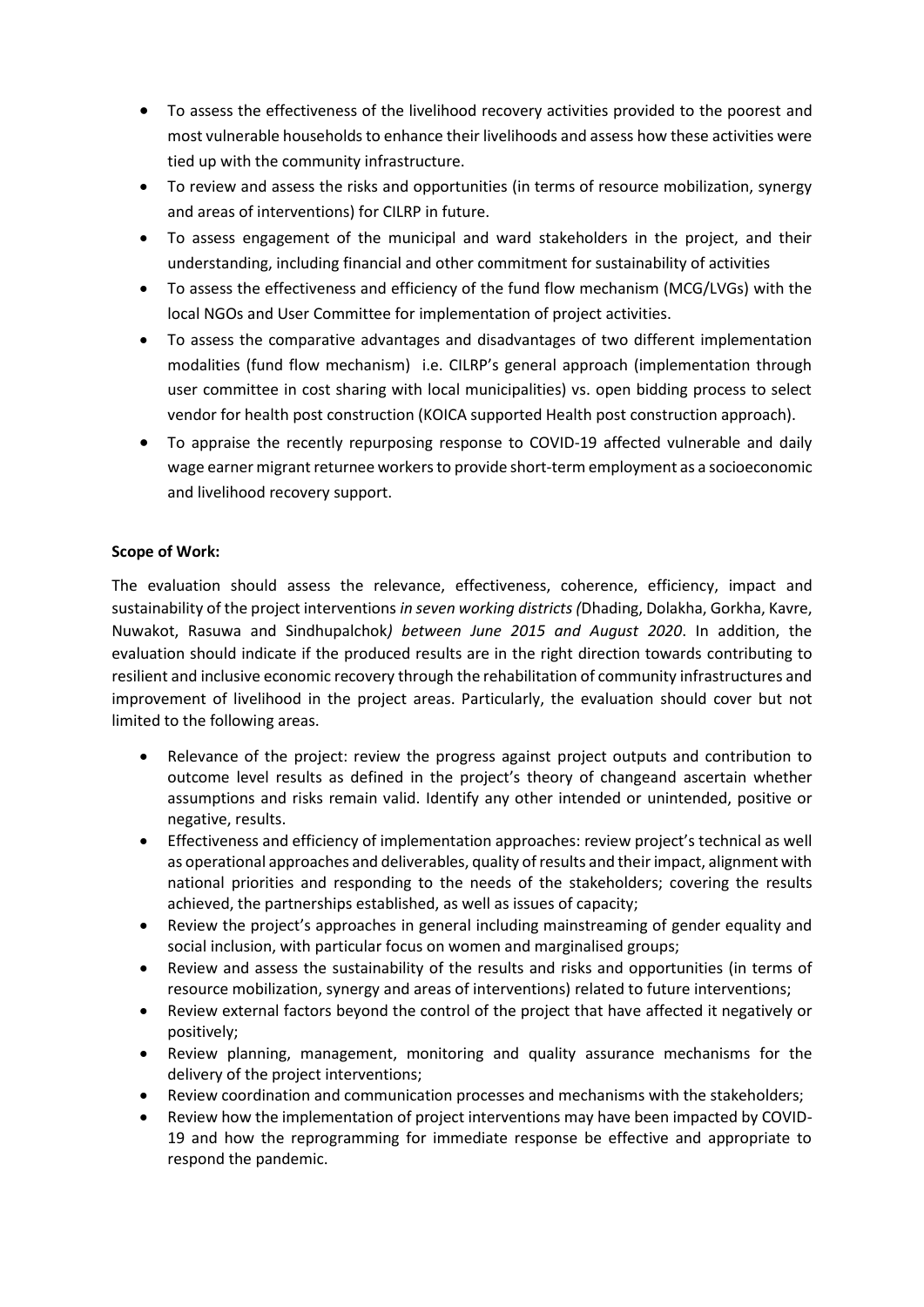- To assess the effectiveness of the livelihood recovery activities provided to the poorest and most vulnerable households to enhance their livelihoods and assess how these activities were tied up with the community infrastructure.
- To review and assess the risks and opportunities (in terms of resource mobilization, synergy and areas of interventions) for CILRP in future.
- To assess engagement of the municipal and ward stakeholders in the project, and their understanding, including financial and other commitment for sustainability of activities
- To assess the effectiveness and efficiency of the fund flow mechanism (MCG/LVGs) with the local NGOs and User Committee for implementation of project activities.
- To assess the comparative advantages and disadvantages of two different implementation modalities (fund flow mechanism) i.e. CILRP's general approach (implementation through user committee in cost sharing with local municipalities) vs. open bidding process to select vendor for health post construction (KOICA supported Health post construction approach).
- To appraise the recently repurposing response to COVID-19 affected vulnerable and daily wage earner migrant returnee workers to provide short-term employment as a socioeconomic and livelihood recovery support.

**Scope of Work:**

The evaluation should assess the relevance, effectiveness, coherence, efficiency, impact and sustainability of the project interventions *in seven working districts (*Dhading, Dolakha, Gorkha, Kavre, Nuwakot, Rasuwa and Sindhupalchok*) between June 2015 and August 2020*. In addition, the evaluation should indicate if the produced results are in the right direction towards contributing to resilient and inclusive economic recovery through the rehabilitation of community infrastructures and improvement of livelihood in the project areas. Particularly, the evaluation should cover but not limited to the following areas.

- Relevance of the project: review the progress against project outputs and contribution to outcome level results as defined in the project's theory of changeand ascertain whether assumptions and risks remain valid. Identify any other intended or unintended, positive or negative, results.
- Effectiveness and efficiency of implementation approaches: review project's technical as well as operational approaches and deliverables, quality of results and their impact, alignment with national priorities and responding to the needs of the stakeholders; covering the results achieved, the partnerships established, as well as issues of capacity;
- Review the project's approaches in general including mainstreaming of gender equality and social inclusion, with particular focus on women and marginalised groups;
- Review and assess the sustainability of the results and risks and opportunities (in terms of resource mobilization, synergy and areas of interventions) related to future interventions;
- Review external factors beyond the control of the project that have affected it negatively or positively;
- Review planning, management, monitoring and quality assurance mechanisms for the delivery of the project interventions;
- Review coordination and communication processes and mechanisms with the stakeholders;
- Review how the implementation of project interventions may have been impacted by COVID-19 and how the reprogramming for immediate response be effective and appropriate to respond the pandemic.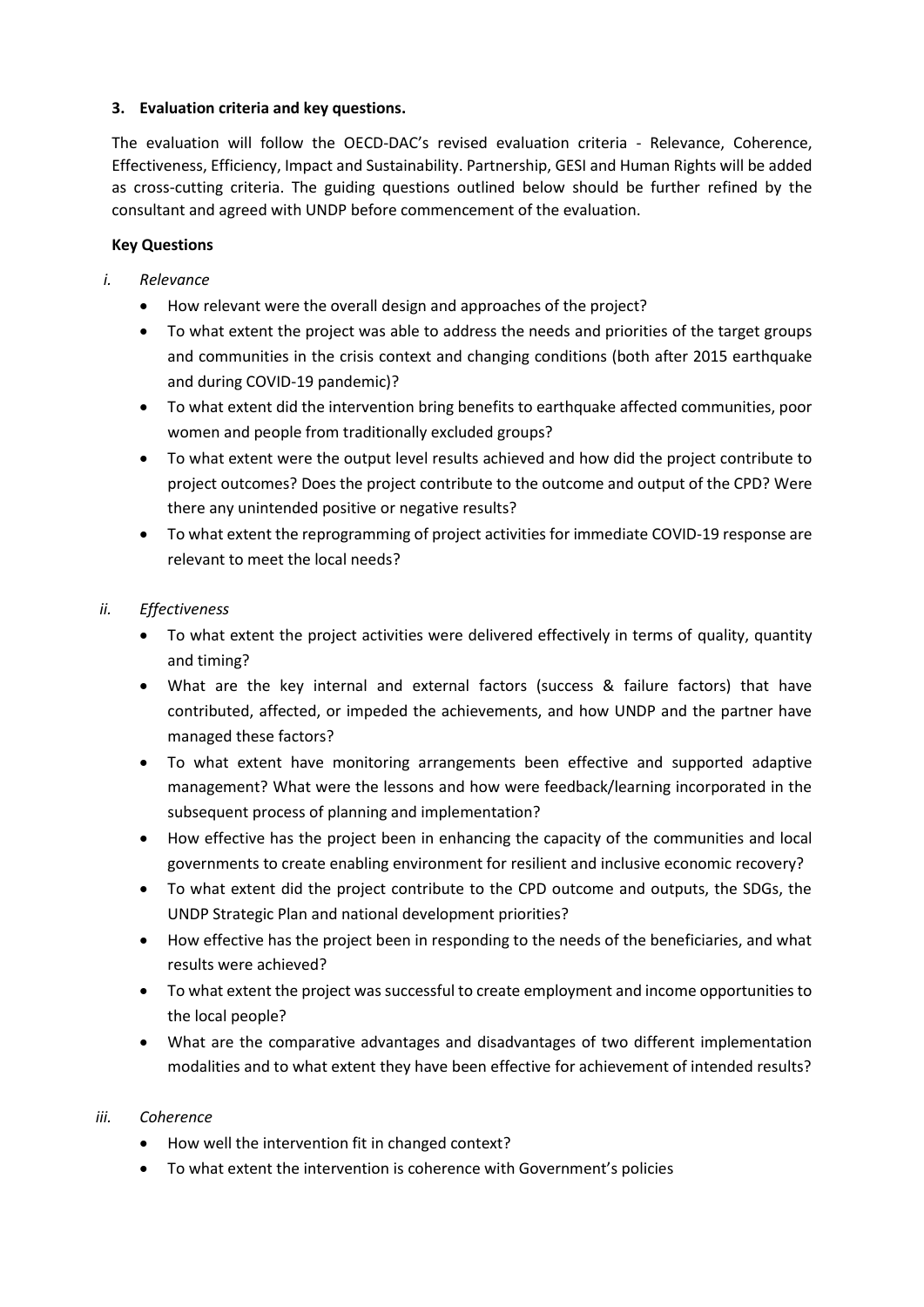### 3. Evaluation criteria and key questions.

The evaluation will follow the OECD-DAC's revised evaluation criteria - Relevance, Coherence, Effectiveness, Efficiency, Impact and Sustainability. Partnership, GESI and Human Rights will be added as cross-cutting criteria. The guiding questions outlined below should be further refined by the consultant and agreed with UNDP before commencement of the evaluation.

**Key Questions**

*i. Relevance*

- How relevant were the overall design and approaches of the project?
- To what extent the project was able to address the needs and priorities of the target groups and communities in the crisis context and changing conditions (both after 2015 earthquake and during COVID-19 pandemic)?
- To what extent did the intervention bring benefits to earthquake affected communities, poor women and people from traditionally excluded groups?
- To what extent were the output level results achieved and how did the project contribute to project outcomes? Does the project contribute to the outcome and output of the CPD? Were there any unintended positive or negative results?
- To what extent the reprogramming of project activities for immediate COVID-19 response are relevant to meet the local needs?

*ii. Effectiveness*

- To what extent the project activities were delivered effectively in terms of quality, quantity and timing?
- What are the key internal and external factors (success & failure factors) that have contributed, affected, or impeded the achievements, and how UNDP and the partner have managed these factors?
- To what extent have monitoring arrangements been effective and supported adaptive management? What were the lessons and how were feedback/learning incorporated in the subsequent process of planning and implementation?
- How effective has the project been in enhancing the capacity of the communities and local governments to create enabling environment for resilient and inclusive economic recovery?
- To what extent did the project contribute to the CPD outcome and outputs, the SDGs, the UNDP Strategic Plan and national development priorities?
- How effective has the project been in responding to the needs of the beneficiaries, and what results were achieved?
- To what extent the project was successful to create employment and income opportunities to the local people?
- What are the comparative advantages and disadvantages of two different implementation modalities and to what extent they have been effective for achievement of intended results?

*iii. Coherence*

- How well the intervention fit in changed context?
- To what extent the intervention is coherence with Government's policies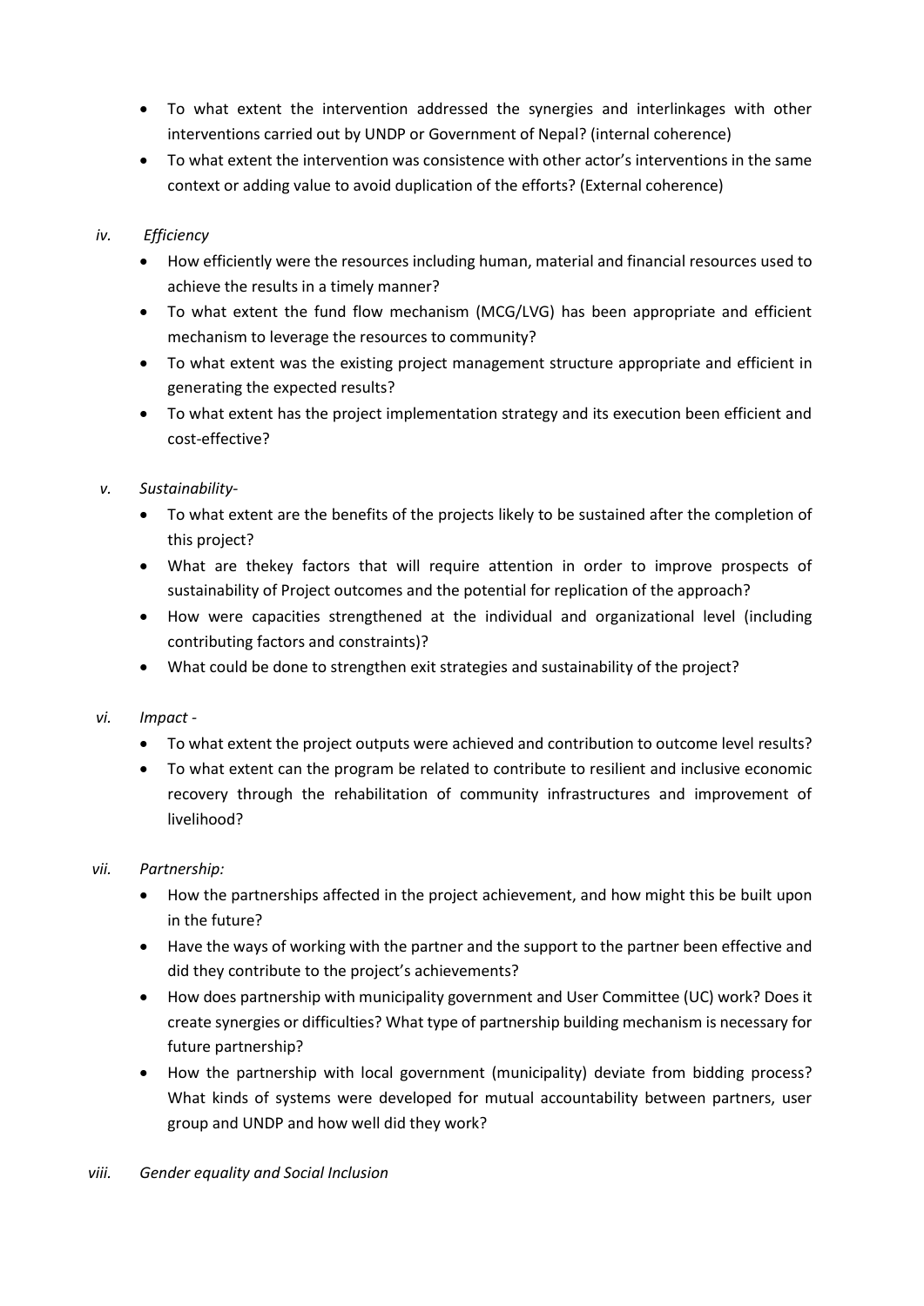- To what extent the intervention addressed the synergies and interlinkages with other interventions carried out by UNDP or Government of Nepal? (internal coherence)
- To what extent the intervention was consistence with other actor's interventions in the same context or adding value to avoid duplication of the efforts? (External coherence)

*iv. Efficiency*

- How efficiently were the resources including human, material and financial resources used to achieve the results in a timely manner?
- To what extent the fund flow mechanism (MCG/LVG) has been appropriate and efficient mechanism to leverage the resources to community?
- To what extent was the existing project management structure appropriate and efficient in generating the expected results?
- To what extent has the project implementation strategy and its execution been efficient and cost-effective?

*v. Sustainability-*

- To what extent are the benefits of the projects likely to be sustained after the completion of this project?
- What are thekey factors that will require attention in order to improve prospects of sustainability of Project outcomes and the potential for replication of the approach?
- How were capacities strengthened at the individual and organizational level (including contributing factors and constraints)?
- What could be done to strengthen exit strategies and sustainability of the project?

*vi. Impact -*

- To what extent the project outputs were achieved and contribution to outcome level results?
- To what extent can the program be related to contribute to resilient and inclusive economic recovery through the rehabilitation of community infrastructures and improvement of livelihood?

*vii. Partnership:*

- How the partnerships affected in the project achievement, and how might this be built upon in the future?
- Have the ways of working with the partner and the support to the partner been effective and did they contribute to the project's achievements?
- How does partnership with municipality government and User Committee (UC) work? Does it create synergies or difficulties? What type of partnership building mechanism is necessary for future partnership?
- How the partnership with local government (municipality) deviate from bidding process? What kinds of systems were developed for mutual accountability between partners, user group and UNDP and how well did they work?

*viii. Gender equality and Social Inclusion*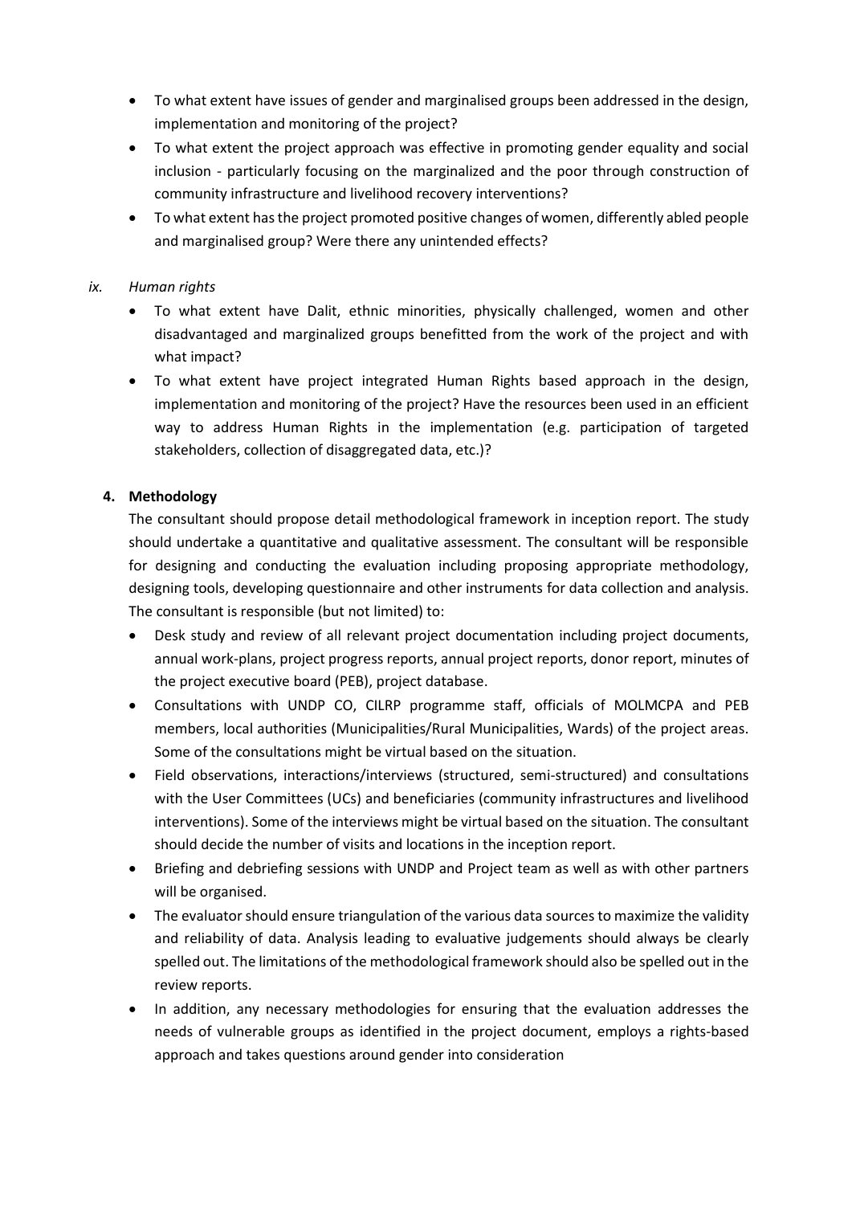- To what extent have issues of gender and marginalised groups been addressed in the design, implementation and monitoring of the project?
- To what extent the project approach was effective in promoting gender equality and social inclusion - particularly focusing on the marginalized and the poor through construction of community infrastructure and livelihood recovery interventions?
- To what extent has the project promoted positive changes of women, differently abled people and marginalised group? Were there any unintended effects?

*ix. Human rights*

- To what extent have Dalit, ethnic minorities, physically challenged, women and other disadvantaged and marginalized groups benefitted from the work of the project and with what impact?
- To what extent have project integrated Human Rights based approach in the design, implementation and monitoring of the project? Have the resources been used in an efficient way to address Human Rights in the implementation (e.g. participation of targeted stakeholders, collection of disaggregated data, etc.)?

**4. Methodology**

The consultant should propose detail methodological framework in inception report. The study should undertake a quantitative and qualitative assessment. The consultant will be responsible for designing and conducting the evaluation including proposing appropriate methodology, designing tools, developing questionnaire and other instruments for data collection and analysis. The consultant is responsible (but not limited) to:

- Desk study and review of all relevant project documentation including project documents, annual work-plans, project progress reports, annual project reports, donor report, minutes of the project executive board (PEB), project database.
- Consultations with UNDP CO, CILRP programme staff, officials of MOLMCPA and PEB members, local authorities (Municipalities/Rural Municipalities, Wards) of the project areas. Some of the consultations might be virtual based on the situation.
- Field observations, interactions/interviews (structured, semi-structured) and consultations with the User Committees (UCs) and beneficiaries (community infrastructures and livelihood interventions). Some of the interviews might be virtual based on the situation. The consultant should decide the number of visits and locations in the inception report.
- Briefing and debriefing sessions with UNDP and Project team as well as with other partners will be organised.
- The evaluator should ensure triangulation of the various data sources to maximize the validity and reliability of data. Analysis leading to evaluative judgements should always be clearly spelled out. The limitations of the methodological framework should also be spelled out in the review reports.
- In addition, any necessary methodologies for ensuring that the evaluation addresses the needs of vulnerable groups as identified in the project document, employs a rights-based approach and takes questions around gender into consideration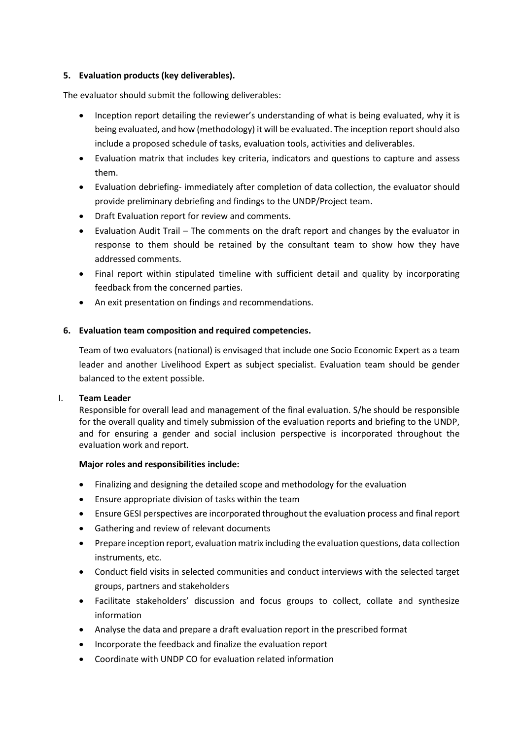## 5. Evaluation products (key deliverables).

The evaluator should submit the following deliverables:

- Inception report detailing the reviewer's understanding of what is being evaluated, why it is being evaluated, and how (methodology) it will be evaluated. The inception report should also include a proposed schedule of tasks, evaluation tools, activities and deliverables.
- Evaluation matrix that includes key criteria, indicators and questions to capture and assess them.
- Evaluation debriefing- immediately after completion of data collection, the evaluator should provide preliminary debriefing and findings to the UNDP/Project team.
- Draft Evaluation report for review and comments.
- Evaluation Audit Trail – The comments on the draft report and changes by the evaluator in response to them should be retained by the consultant team to show how they have addressed comments.
- Final report within stipulated timeline with sufficient detail and quality by incorporating feedback from the concerned parties.
- An exit presentation on findings and recommendations.

## 6. Evaluation team composition and required competencies.

Team of two evaluators (national) is envisaged that include one Socio Economic Expert as a team leader and another Livelihood Expert as subject specialist. Evaluation team should be gender balanced to the extent possible.

### I. Team Leader

Responsible for overall lead and management of the final evaluation. S/he should be responsible for the overall quality and timely submission of the evaluation reports and briefing to the UNDP, and for ensuring a gender and social inclusion perspective is incorporated throughout the evaluation work and report.

**Major roles and responsibilities include:**

- Finalizing and designing the detailed scope and methodology for the evaluation
- Ensure appropriate division of tasks within the team
- Ensure GESI perspectives are incorporated throughout the evaluation process and final report
- Gathering and review of relevant documents
- Prepare inception report, evaluation matrix including the evaluation questions, data collection instruments, etc.
- Conduct field visits in selected communities and conduct interviews with the selected target groups, partners and stakeholders
- Facilitate stakeholders' discussion and focus groups to collect, collate and synthesize information
- Analyse the data and prepare a draft evaluation report in the prescribed format
- Incorporate the feedback and finalize the evaluation report
- Coordinate with UNDP CO for evaluation related information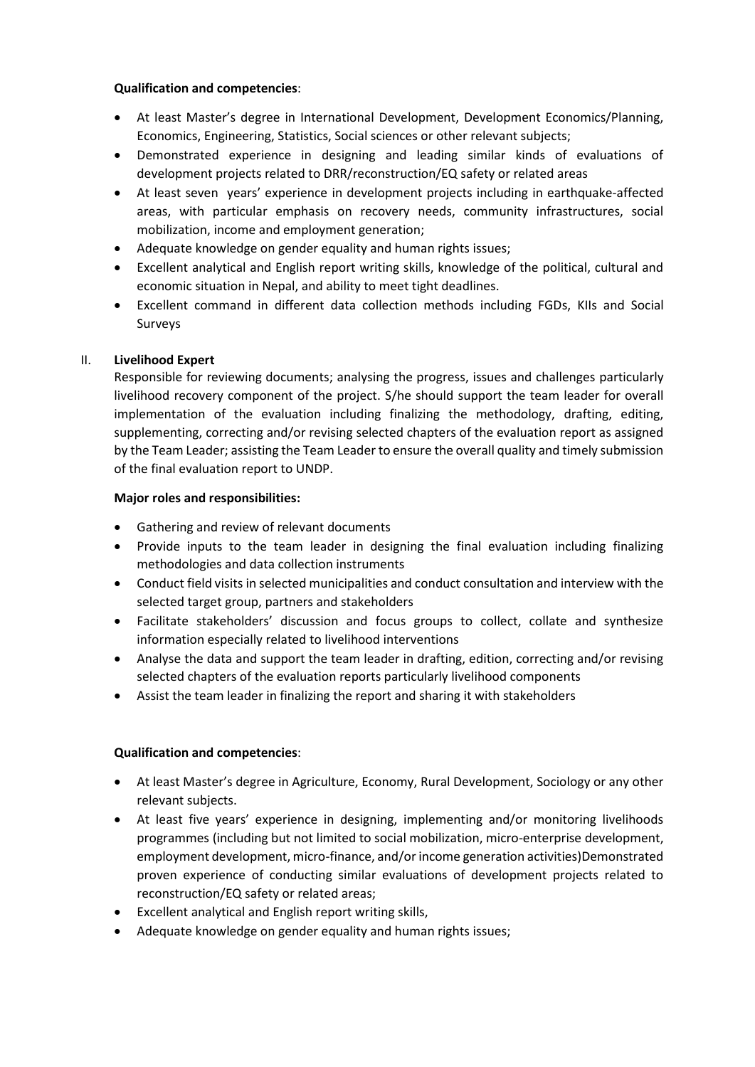**Qualification and competencies**:

- At least Master's degree in International Development, Development Economics/Planning, Economics, Engineering, Statistics, Social sciences or other relevant subjects;
- Demonstrated experience in designing and leading similar kinds of evaluations of development projects related to DRR/reconstruction/EQ safety or related areas
- At least seven years' experience in development projects including in earthquake-affected areas, with particular emphasis on recovery needs, community infrastructures, social mobilization, income and employment generation;
- Adequate knowledge on gender equality and human rights issues;
- Excellent analytical and English report writing skills, knowledge of the political, cultural and economic situation in Nepal, and ability to meet tight deadlines.
- Excellent command in different data collection methods including FGDs, KIIs and Social Surveys

II. **Livelihood Expert**

Responsible for reviewing documents; analysing the progress, issues and challenges particularly livelihood recovery component of the project. S/he should support the team leader for overall implementation of the evaluation including finalizing the methodology, drafting, editing, supplementing, correcting and/or revising selected chapters of the evaluation report as assigned by the Team Leader; assisting the Team Leader to ensure the overall quality and timely submission of the final evaluation report to UNDP.

**Major roles and responsibilities:**

- Gathering and review of relevant documents
- Provide inputs to the team leader in designing the final evaluation including finalizing methodologies and data collection instruments
- Conduct field visits in selected municipalities and conduct consultation and interview with the selected target group, partners and stakeholders
- Facilitate stakeholders' discussion and focus groups to collect, collate and synthesize information especially related to livelihood interventions
- Analyse the data and support the team leader in drafting, edition, correcting and/or revising selected chapters of the evaluation reports particularly livelihood components
- Assist the team leader in finalizing the report and sharing it with stakeholders

**Qualification and competencies**:

- At least Master's degree in Agriculture, Economy, Rural Development, Sociology or any other relevant subjects.
- At least five years' experience in designing, implementing and/or monitoring livelihoods programmes (including but not limited to social mobilization, micro-enterprise development, employment development, micro-finance, and/or income generation activities)Demonstrated proven experience of conducting similar evaluations of development projects related to reconstruction/EQ safety or related areas;
- Excellent analytical and English report writing skills,
- Adequate knowledge on gender equality and human rights issues;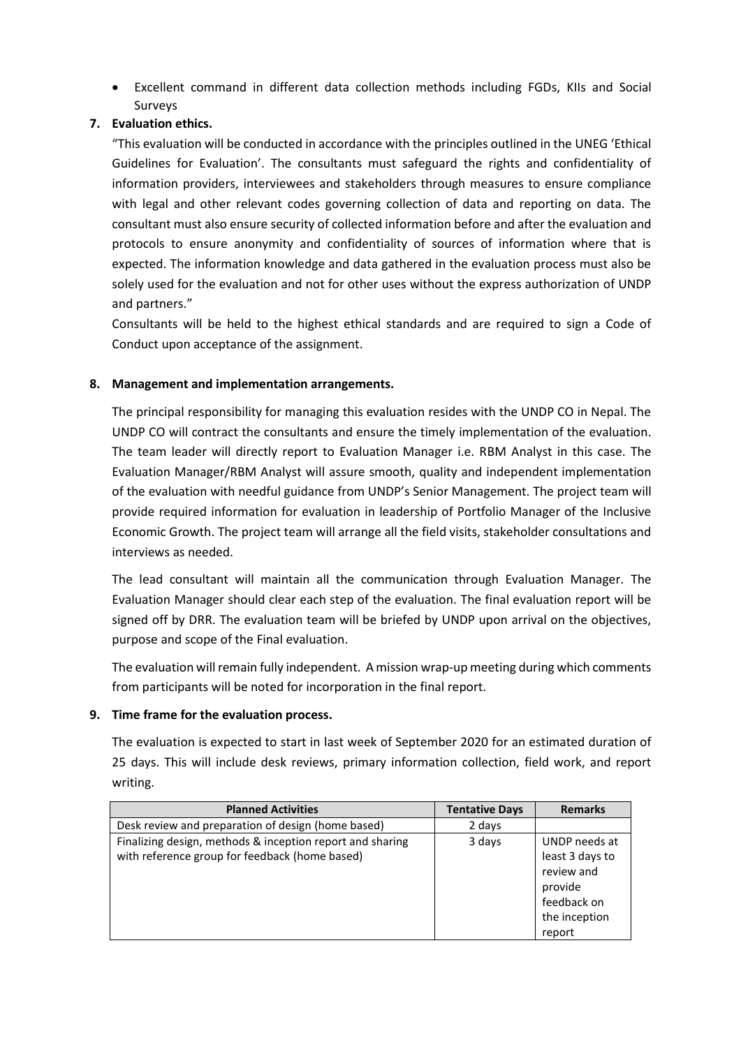- Excellent command in different data collection methods including FGDs, KIIs and Social Surveys

**7. Evaluation ethics.**

"This evaluation will be conducted in accordance with the principles outlined in the UNEG 'Ethical Guidelines for Evaluation'. The consultants must safeguard the rights and confidentiality of information providers, interviewees and stakeholders through measures to ensure compliance with legal and other relevant codes governing collection of data and reporting on data. The consultant must also ensure security of collected information before and after the evaluation and protocols to ensure anonymity and confidentiality of sources of information where that is expected. The information knowledge and data gathered in the evaluation process must also be solely used for the evaluation and not for other uses without the express authorization of UNDP and partners."

Consultants will be held to the highest ethical standards and are required to sign a Code of Conduct upon acceptance of the assignment.

**8. Management and implementation arrangements.**

The principal responsibility for managing this evaluation resides with the UNDP CO in Nepal. The UNDP CO will contract the consultants and ensure the timely implementation of the evaluation. The team leader will directly report to Evaluation Manager i.e. RBM Analyst in this case. The Evaluation Manager/RBM Analyst will assure smooth, quality and independent implementation of the evaluation with needful guidance from UNDP's Senior Management. The project team will provide required information for evaluation in leadership of Portfolio Manager of the Inclusive Economic Growth. The project team will arrange all the field visits, stakeholder consultations and interviews as needed.

The lead consultant will maintain all the communication through Evaluation Manager. The Evaluation Manager should clear each step of the evaluation. The final evaluation report will be signed off by DRR. The evaluation team will be briefed by UNDP upon arrival on the objectives, purpose and scope of the Final evaluation.

The evaluation will remain fully independent. A mission wrap-up meeting during which comments from participants will be noted for incorporation in the final report.

**9. Time frame for the evaluation process.**

The evaluation is expected to start in last week of September 2020 for an estimated duration of 25 days. This will include desk reviews, primary information collection, field work, and report writing.

| Planned Activities | Tentative Days | Remarks |
|---|---|---|
| Desk review and preparation of design (home based) | 2 days | |
| Finalizing design, methods & inception report and sharing with reference group for feedback (home based) | 3 days | UNDP needs at least 3 days to review and provide feedback on the inception report |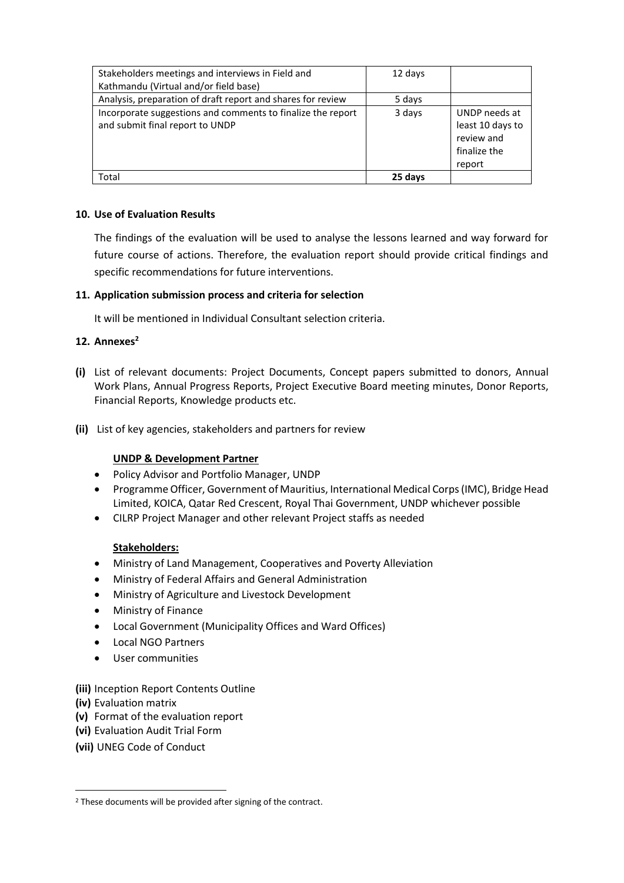| | | |
|---|---|---|
| Stakeholders meetings and interviews in Field and Kathmandu (Virtual and/or field base) | 12 days | |
| Analysis, preparation of draft report and shares for review | 5 days | |
| Incorporate suggestions and comments to finalize the report and submit final report to UNDP | 3 days | UNDP needs at least 10 days to review and finalize the report |
| Total | **25 days** | |

## 10. Use of Evaluation Results

The findings of the evaluation will be used to analyse the lessons learned and way forward for future course of actions. Therefore, the evaluation report should provide critical findings and specific recommendations for future interventions.

## 11. Application submission process and criteria for selection

It will be mentioned in Individual Consultant selection criteria.

## 12. Annexes[2]

**(i)** List of relevant documents: Project Documents, Concept papers submitted to donors, Annual Work Plans, Annual Progress Reports, Project Executive Board meeting minutes, Donor Reports, Financial Reports, Knowledge products etc.

**(ii)** List of key agencies, stakeholders and partners for review

**UNDP & Development Partner**

- Policy Advisor and Portfolio Manager, UNDP
- Programme Officer, Government of Mauritius, International Medical Corps (IMC), Bridge Head Limited, KOICA, Qatar Red Crescent, Royal Thai Government, UNDP whichever possible
- CILRP Project Manager and other relevant Project staffs as needed

**Stakeholders:**

- Ministry of Land Management, Cooperatives and Poverty Alleviation
- Ministry of Federal Affairs and General Administration
- Ministry of Agriculture and Livestock Development
- Ministry of Finance
- Local Government (Municipality Offices and Ward Offices)
- Local NGO Partners
- User communities

**(iii)** Inception Report Contents Outline

**(iv)** Evaluation matrix

**(v)** Format of the evaluation report

**(vi)** Evaluation Audit Trial Form

**(vii)** UNEG Code of Conduct

[2] These documents will be provided after signing of the contract.